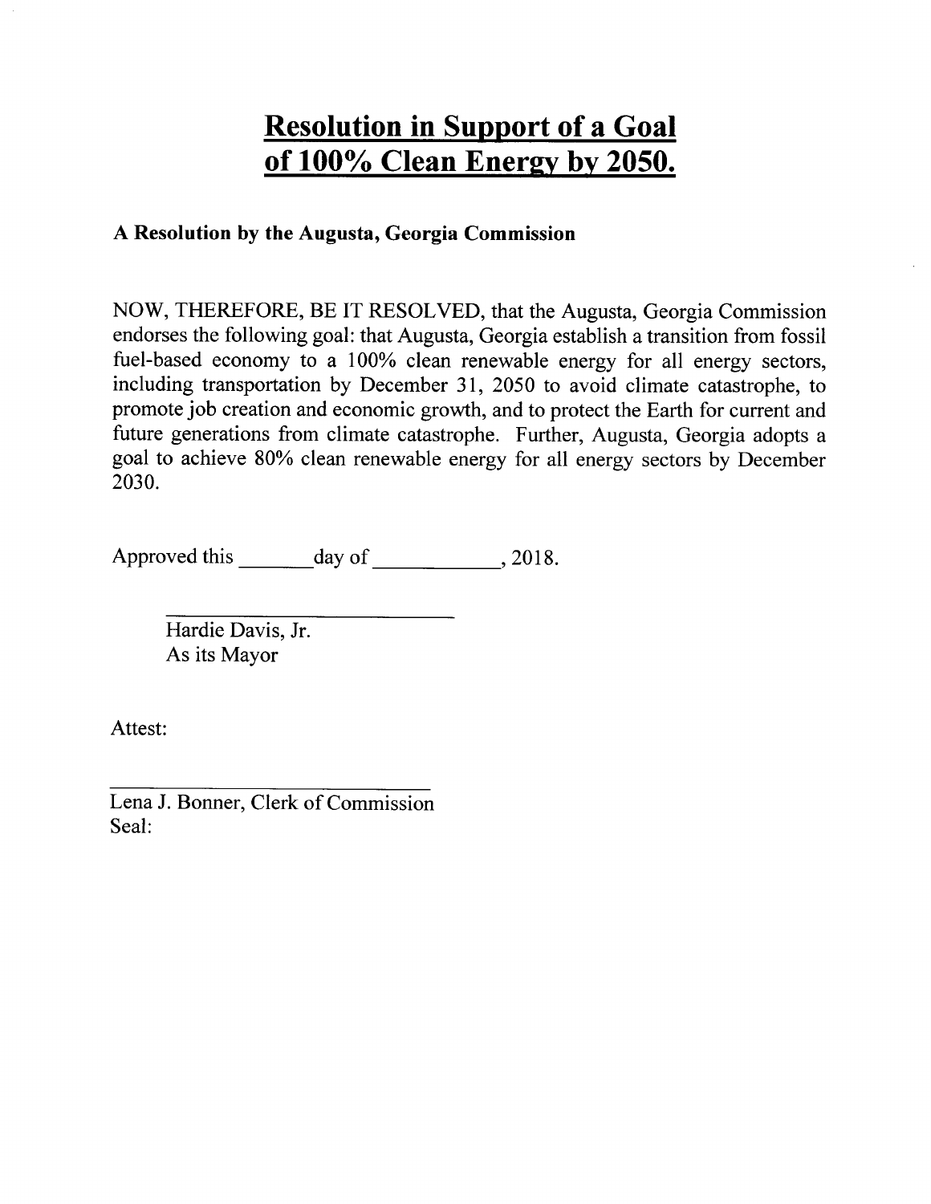# Resolution in Support of a Goal of 100% Clean Energy by 2050.

**A Resolution by the Augusta, Georgia Commission**

NOW, THEREFORE, BE IT RESOLVED, that the Augusta, Georgia Commission endorses the following goal: that Augusta, Georgia establish a transition from fossil fuel-based economy to a 100% clean renewable energy for all energy sectors, including transportation by December 31, 2050 to avoid climate catastrophe, to promote job creation and economic growth, and to protect the Earth for current and future generations from climate catastrophe. Further, Augusta, Georgia adopts a goal to achieve 80% clean renewable energy for all energy sectors by December 2030.

Approved this _______ day of ___________, 2018.

_________________________
Hardie Davis, Jr.
As its Mayor

Attest:

_________________________
Lena J. Bonner, Clerk of Commission
Seal: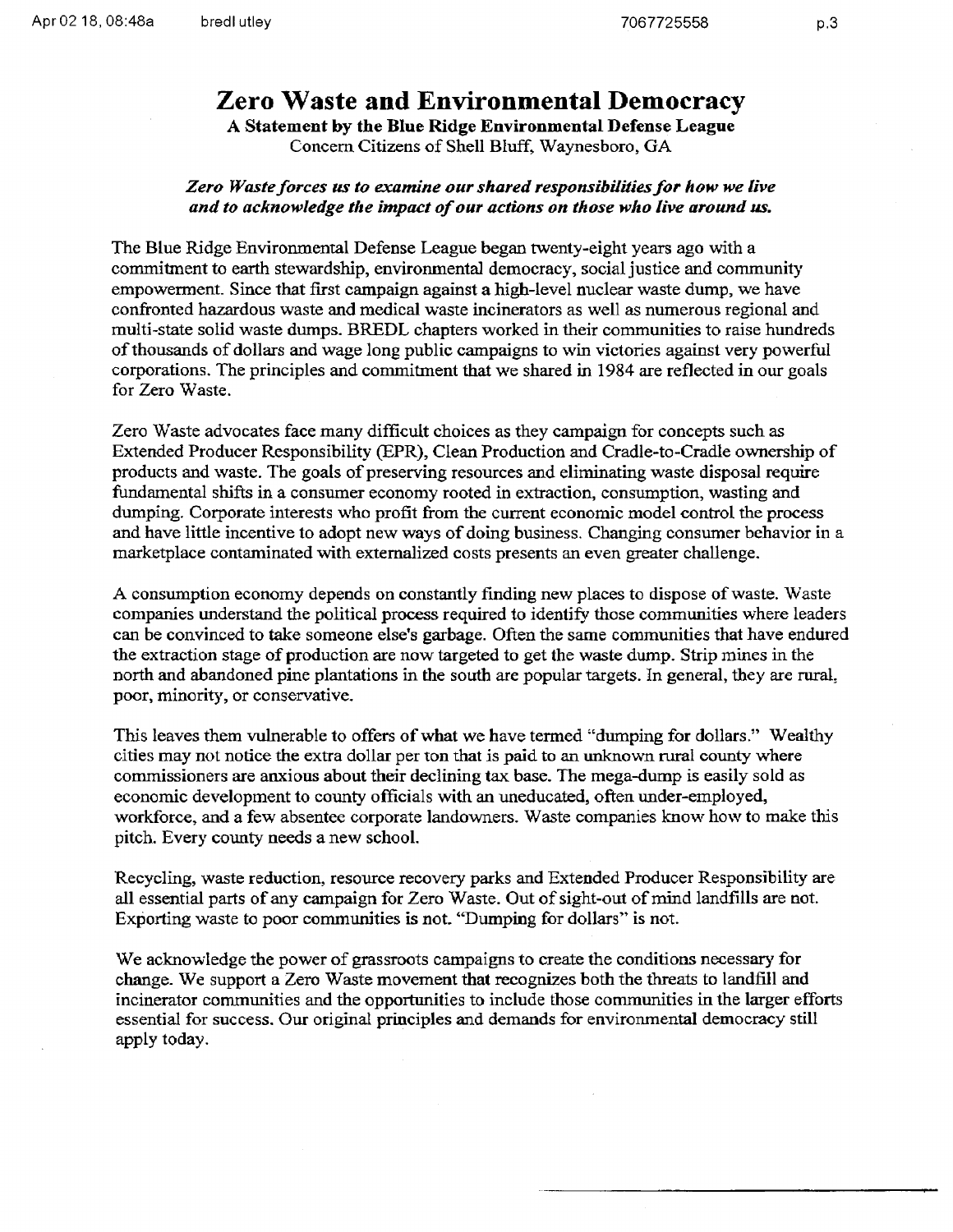# Zero Waste and Environmental Democracy

**A Statement by the Blue Ridge Environmental Defense League**

Concern Citizens of Shell Bluff, Waynesboro, GA

***Zero Waste forces us to examine our shared responsibilities for how we live and to acknowledge the impact of our actions on those who live around us.***

The Blue Ridge Environmental Defense League began twenty-eight years ago with a commitment to earth stewardship, environmental democracy, social justice and community empowerment. Since that first campaign against a high-level nuclear waste dump, we have confronted hazardous waste and medical waste incinerators as well as numerous regional and multi-state solid waste dumps. BREDL chapters worked in their communities to raise hundreds of thousands of dollars and wage long public campaigns to win victories against very powerful corporations. The principles and commitment that we shared in 1984 are reflected in our goals for Zero Waste.

Zero Waste advocates face many difficult choices as they campaign for concepts such as Extended Producer Responsibility (EPR), Clean Production and Cradle-to-Cradle ownership of products and waste. The goals of preserving resources and eliminating waste disposal require fundamental shifts in a consumer economy rooted in extraction, consumption, wasting and dumping. Corporate interests who profit from the current economic model control the process and have little incentive to adopt new ways of doing business. Changing consumer behavior in a marketplace contaminated with externalized costs presents an even greater challenge.

A consumption economy depends on constantly finding new places to dispose of waste. Waste companies understand the political process required to identify those communities where leaders can be convinced to take someone else's garbage. Often the same communities that have endured the extraction stage of production are now targeted to get the waste dump. Strip mines in the north and abandoned pine plantations in the south are popular targets. In general, they are rural, poor, minority, or conservative.

This leaves them vulnerable to offers of what we have termed "dumping for dollars." Wealthy cities may not notice the extra dollar per ton that is paid to an unknown rural county where commissioners are anxious about their declining tax base. The mega-dump is easily sold as economic development to county officials with an uneducated, often under-employed, workforce, and a few absentee corporate landowners. Waste companies know how to make this pitch. Every county needs a new school.

Recycling, waste reduction, resource recovery parks and Extended Producer Responsibility are all essential parts of any campaign for Zero Waste. Out of sight-out of mind landfills are not. Exporting waste to poor communities is not. "Dumping for dollars" is not.

We acknowledge the power of grassroots campaigns to create the conditions necessary for change. We support a Zero Waste movement that recognizes both the threats to landfill and incinerator communities and the opportunities to include those communities in the larger efforts essential for success. Our original principles and demands for environmental democracy still apply today.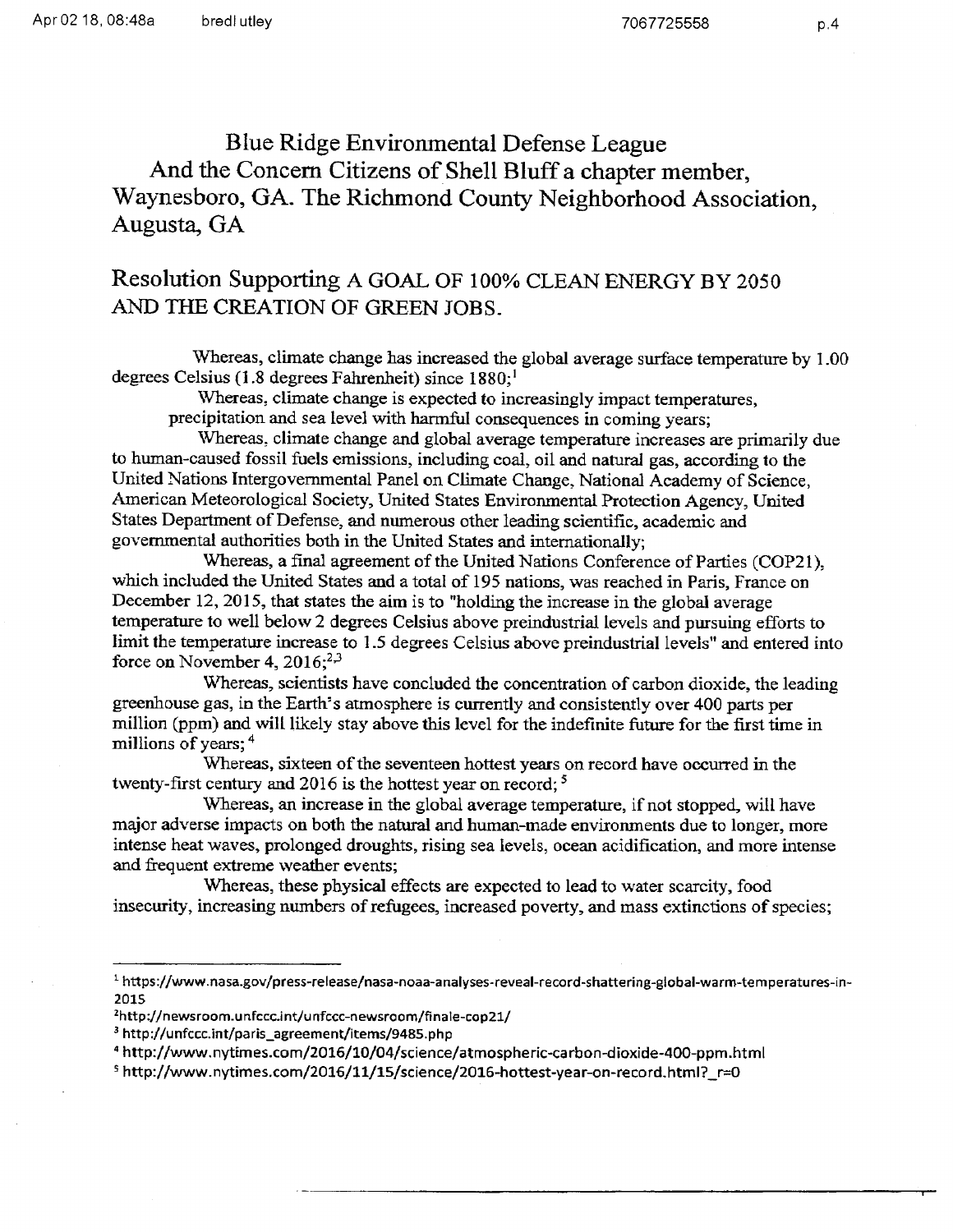# Blue Ridge Environmental Defense League
# And the Concern Citizens of Shell Bluff a chapter member, Waynesboro, GA. The Richmond County Neighborhood Association, Augusta, GA

## Resolution Supporting A GOAL OF 100% CLEAN ENERGY BY 2050 AND THE CREATION OF GREEN JOBS.

Whereas, climate change has increased the global average surface temperature by 1.00 degrees Celsius (1.8 degrees Fahrenheit) since 1880;[1]

Whereas, climate change is expected to increasingly impact temperatures, precipitation and sea level with harmful consequences in coming years;

Whereas, climate change and global average temperature increases are primarily due to human-caused fossil fuels emissions, including coal, oil and natural gas, according to the United Nations Intergovernmental Panel on Climate Change, National Academy of Science, American Meteorological Society, United States Environmental Protection Agency, United States Department of Defense, and numerous other leading scientific, academic and governmental authorities both in the United States and internationally;

Whereas, a final agreement of the United Nations Conference of Parties (COP21), which included the United States and a total of 195 nations, was reached in Paris, France on December 12, 2015, that states the aim is to "holding the increase in the global average temperature to well below 2 degrees Celsius above preindustrial levels and pursuing efforts to limit the temperature increase to 1.5 degrees Celsius above preindustrial levels" and entered into force on November 4, 2016;[2,3]

Whereas, scientists have concluded the concentration of carbon dioxide, the leading greenhouse gas, in the Earth's atmosphere is currently and consistently over 400 parts per million (ppm) and will likely stay above this level for the indefinite future for the first time in millions of years;[4]

Whereas, sixteen of the seventeen hottest years on record have occurred in the twenty-first century and 2016 is the hottest year on record;[5]

Whereas, an increase in the global average temperature, if not stopped, will have major adverse impacts on both the natural and human-made environments due to longer, more intense heat waves, prolonged droughts, rising sea levels, ocean acidification, and more intense and frequent extreme weather events;

Whereas, these physical effects are expected to lead to water scarcity, food insecurity, increasing numbers of refugees, increased poverty, and mass extinctions of species;

---

[1] https://www.nasa.gov/press-release/nasa-noaa-analyses-reveal-record-shattering-global-warm-temperatures-in-2015

[2] http://newsroom.unfccc.int/unfccc-newsroom/finale-cop21/

[3] http://unfccc.int/paris_agreement/items/9485.php

[4] http://www.nytimes.com/2016/10/04/science/atmospheric-carbon-dioxide-400-ppm.html

[5] http://www.nytimes.com/2016/11/15/science/2016-hottest-year-on-record.html?_r=0